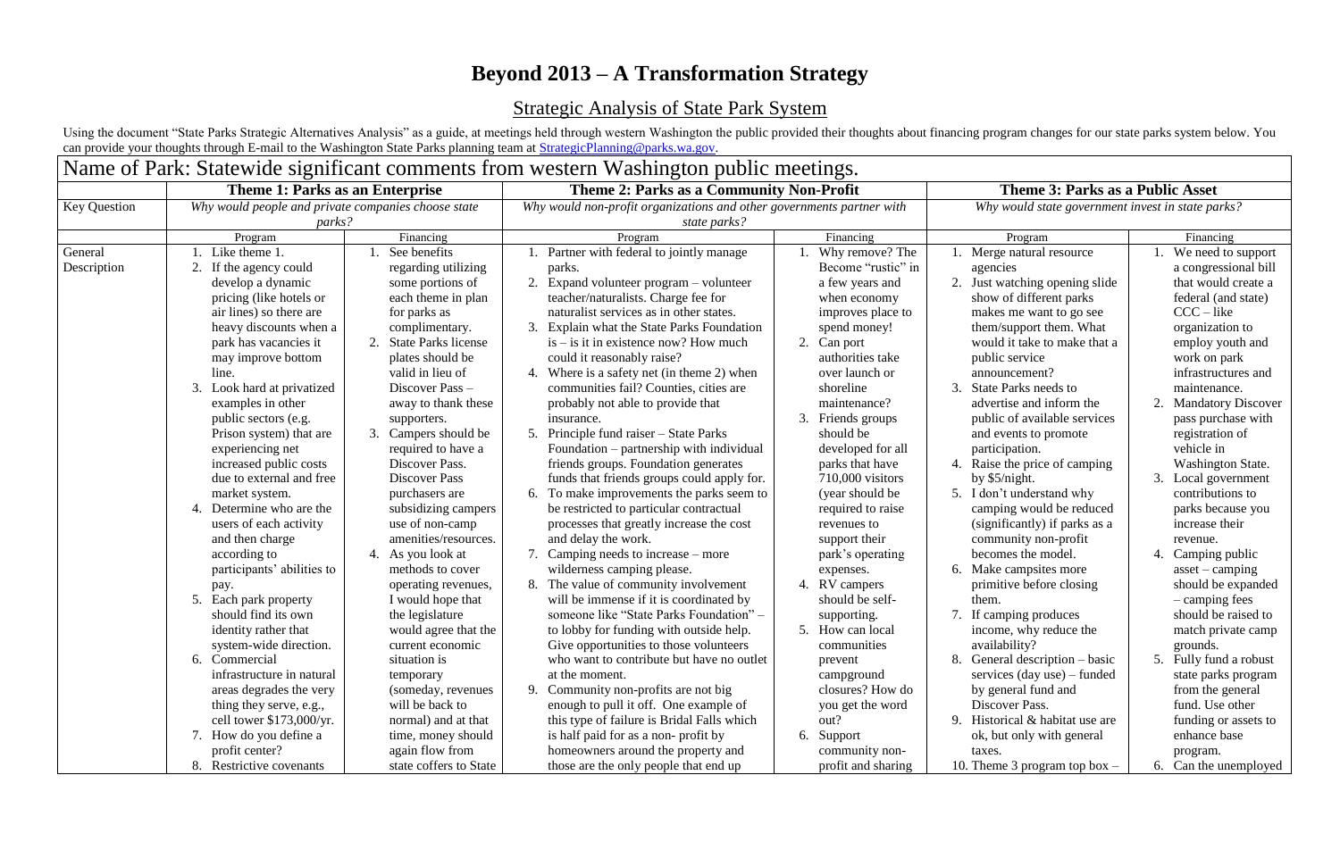# Beyond 2013 – A Transformation Strategy

## Strategic Analysis of State Park System

Using the document "State Parks Strategic Alternatives Analysis" as a guide, at meetings held through western Washington the public provided their thoughts about financing program changes for our state parks system below. You can provide your thoughts through E-mail to the Washington State Parks planning team at StrategicPlanning@parks.wa.gov.

| Name of Park: Statewide significant comments from western Washington public meetings. | | | | | | |
|---|---|---|---|---|---|---|
| | **Theme 1: Parks as an Enterprise** | | **Theme 2: Parks as a Community Non-Profit** | | **Theme 3: Parks as a Public Asset** | |
| Key Question | *Why would people and private companies choose state parks?* | | *Why would non-profit organizations and other governments partner with state parks?* | | *Why would state government invest in state parks?* | |
| | Program | Financing | Program | Financing | Program | Financing |
| General Description | 1. Like theme 1.<br>2. If the agency could develop a dynamic pricing (like hotels or air lines) so there are heavy discounts when a park has vacancies it may improve bottom line.<br>3. Look hard at privatized examples in other public sectors (e.g. Prison system) that are experiencing net increased public costs due to external and free market system.<br>4. Determine who are the users of each activity and then charge according to participants' abilities to pay.<br>5. Each park property should find its own identity rather that system-wide direction.<br>6. Commercial infrastructure in natural areas degrades the very thing they serve, e.g., cell tower $173,000/yr.<br>7. How do you define a profit center?<br>8. Restrictive covenants | 1. See benefits regarding utilizing some portions of each theme in plan for parks as complimentary.<br>2. State Parks license plates should be valid in lieu of Discover Pass – away to thank these supporters.<br>3. Campers should be required to have a Discover Pass. Discover Pass purchasers are subsidizing campers use of non-camp amenities/resources.<br>4. As you look at methods to cover operating revenues, I would hope that the legislature would agree that the current economic situation is temporary (someday, revenues will be back to normal) and at that time, money should again flow from state coffers to State | 1. Partner with federal to jointly manage parks.<br>2. Expand volunteer program – volunteer teacher/naturalists. Charge fee for naturalist services as in other states.<br>3. Explain what the State Parks Foundation is – is it in existence now? How much could it reasonably raise?<br>4. Where is a safety net (in theme 2) when communities fail? Counties, cities are probably not able to provide that insurance.<br>5. Principle fund raiser – State Parks Foundation – partnership with individual friends groups. Foundation generates funds that friends groups could apply for.<br>6. To make improvements the parks seem to be restricted to particular contractual processes that greatly increase the cost and delay the work.<br>7. Camping needs to increase – more wilderness camping please.<br>8. The value of community involvement will be immense if it is coordinated by someone like "State Parks Foundation" – to lobby for funding with outside help. Give opportunities to those volunteers who want to contribute but have no outlet at the moment.<br>9. Community non-profits are not big enough to pull it off. One example of this type of failure is Bridal Falls which is half paid for as a non- profit by homeowners around the property and those are the only people that end up | 1. Why remove? The Become "rustic" in a few years and when economy improves place to spend money!<br>2. Can port authorities take over launch or shoreline maintenance?<br>3. Friends groups should be developed for all parks that have 710,000 visitors (year should be required to raise revenues to support their park's operating expenses.<br>4. RV campers should be self-supporting.<br>5. How can local communities prevent campground closures? How do you get the word out?<br>6. Support community non-profit and sharing | 1. Merge natural resource agencies<br>2. Just watching opening slide show of different parks makes me want to go see them/support them. What would it take to make that a public service announcement?<br>3. State Parks needs to advertise and inform the public of available services and events to promote participation.<br>4. Raise the price of camping by $5/night.<br>5. I don't understand why camping would be reduced (significantly) if parks as a community non-profit becomes the model.<br>6. Make campsites more primitive before closing them.<br>7. If camping produces income, why reduce the availability?<br>8. General description – basic services (day use) – funded by general fund and Discover Pass.<br>9. Historical & habitat use are ok, but only with general taxes.<br>10. Theme 3 program top box – | 1. We need to support a congressional bill that would create a federal (and state) CCC – like organization to employ youth and work on park infrastructures and maintenance.<br>2. Mandatory Discover pass purchase with registration of vehicle in Washington State.<br>3. Local government contributions to parks because you increase their revenue.<br>4. Camping public asset – camping should be expanded – camping fees should be raised to match private camp grounds.<br>5. Fully fund a robust state parks program from the general fund. Use other funding or assets to enhance base program.<br>6. Can the unemployed |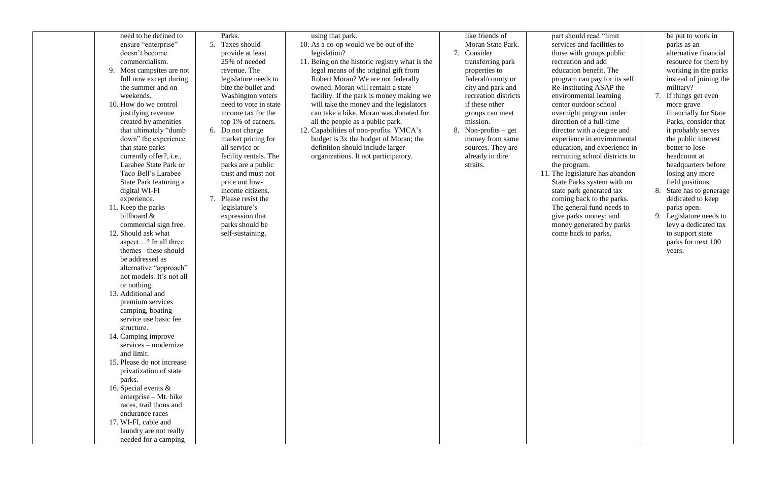| | | | | | | |
|---|---|---|---|---|---|---|
| | need to be defined to ensure "enterprise" doesn't become commercialism.<br>9. Most campsites are not full now except during the summer and on weekends.<br>10. How do we control justifying revenue created by amenities that ultimately "dumb down" the experience that state parks currently offer?, i.e., Larabee State Park or Taco Bell's Larabee State Park featuring a digital WI-FI experience.<br>11. Keep the parks billboard & commercial sign free.<br>12. Should ask what aspect…? In all three themes –these should be addressed as alternative "approach" not models. It's not all or nothing.<br>13. Additional and premium services camping, boating service use basic fee structure.<br>14. Camping improve services – modernize and limit.<br>15. Please do not increase privatization of state parks.<br>16. Special events & enterprise – Mt. bike races, trail thons and endurance races<br>17. WI-FI, cable and laundry are not really needed for a camping | Parks.<br>5. Taxes should provide at least 25% of needed revenue. The legislature needs to bite the bullet and Washington voters need to vote in state income tax for the top 1% of earners.<br>6. Do not charge market pricing for all service or facility rentals. The parks are a public trust and must not price out low-income citizens.<br>7. Please resist the legislature's expression that parks should be self-sustaining. | using that park.<br>10. As a co-op would we be out of the legislation?<br>11. Being on the historic registry what is the legal means of the original gift from Robert Moran? We are not federally owned. Moran will remain a state facility. If the park is money making we will take the money and the legislators can take a hike. Moran was donated for all the people as a public park.<br>12. Capabilities of non-profits. YMCA's budget is 3x the budget of Moran; the definition should include larger organizations. It not participatory. | like friends of Moran State Park.<br>7. Consider transferring park properties to federal/county or city and park and recreation districts if these other groups can meet mission.<br>8. Non-profits – get money from same sources. They are already in dire straits. | part should read "limit services and facilities to those with groups public recreation and add education benefit. The program can pay for its self. Re-instituting ASAP the environmental learning center outdoor school overnight program under direction of a full-time director with a degree and experience in environmental education, and experience in recruiting school districts to the program.<br>11. The legislature has abandon State Parks system with no state park generated tax coming back to the parks. The general fund needs to give parks money; and money generated by parks come back to parks. | be put to work in parks as an alternative financial resource for them by working in the parks instead of joining the military?<br>7. If things get even more grave financially for State Parks, consider that it probably serves the public interest better to lose headcount at headquarters before losing any more field positions.<br>8. State has to generage dedicated to keep parks open.<br>9. Legislature needs to levy a dedicated tax to support state parks for next 100 years. |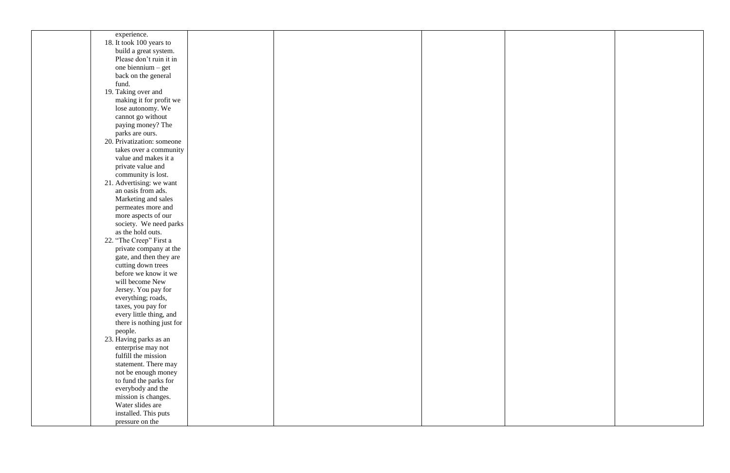| | | | | | | |
|---|---|---|---|---|---|---|
| | experience.<br>18. It took 100 years to build a great system. Please don't ruin it in one biennium – get back on the general fund.<br>19. Taking over and making it for profit we lose autonomy. We cannot go without paying money? The parks are ours.<br>20. Privatization: someone takes over a community value and makes it a private value and community is lost.<br>21. Advertising: we want an oasis from ads. Marketing and sales permeates more and more aspects of our society. We need parks as the hold outs.<br>22. "The Creep" First a private company at the gate, and then they are cutting down trees before we know it we will become New Jersey. You pay for everything; roads, taxes, you pay for every little thing, and there is nothing just for people.<br>23. Having parks as an enterprise may not fulfill the mission statement. There may not be enough money to fund the parks for everybody and the mission is changes. Water slides are installed. This puts pressure on the | | | | | |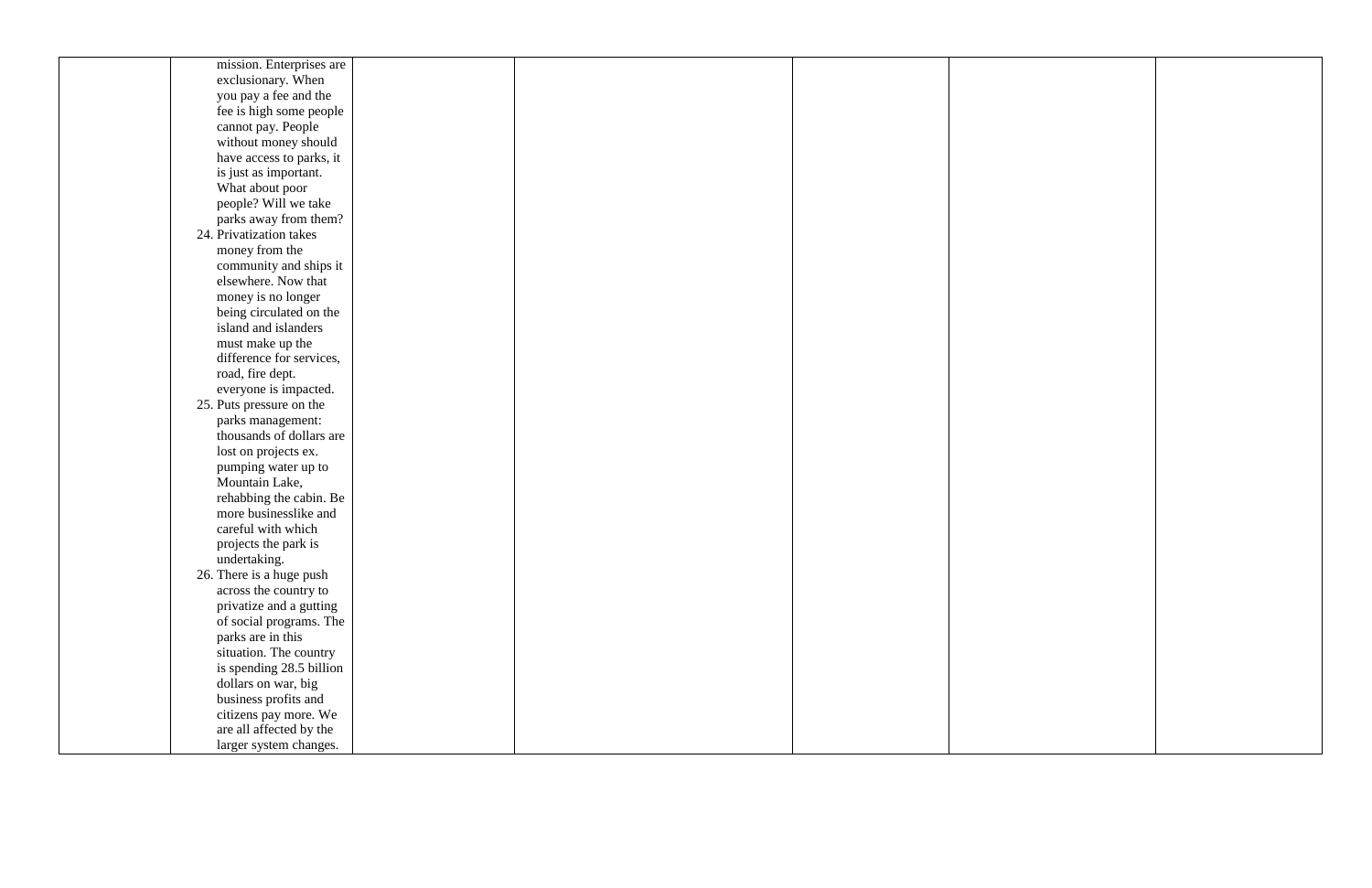| | | | | | | | |
|---|---|---|---|---|---|---|---|
| | mission. Enterprises are exclusionary. When you pay a fee and the fee is high some people cannot pay. People without money should have access to parks, it is just as important. What about poor people? Will we take parks away from them?<br>24. Privatization takes money from the community and ships it elsewhere. Now that money is no longer being circulated on the island and islanders must make up the difference for services, road, fire dept. everyone is impacted.<br>25. Puts pressure on the parks management: thousands of dollars are lost on projects ex. pumping water up to Mountain Lake, rehabbing the cabin. Be more businesslike and careful with which projects the park is undertaking.<br>26. There is a huge push across the country to privatize and a gutting of social programs. The parks are in this situation. The country is spending 28.5 billion dollars on war, big business profits and citizens pay more. We are all affected by the larger system changes. | | | | | | |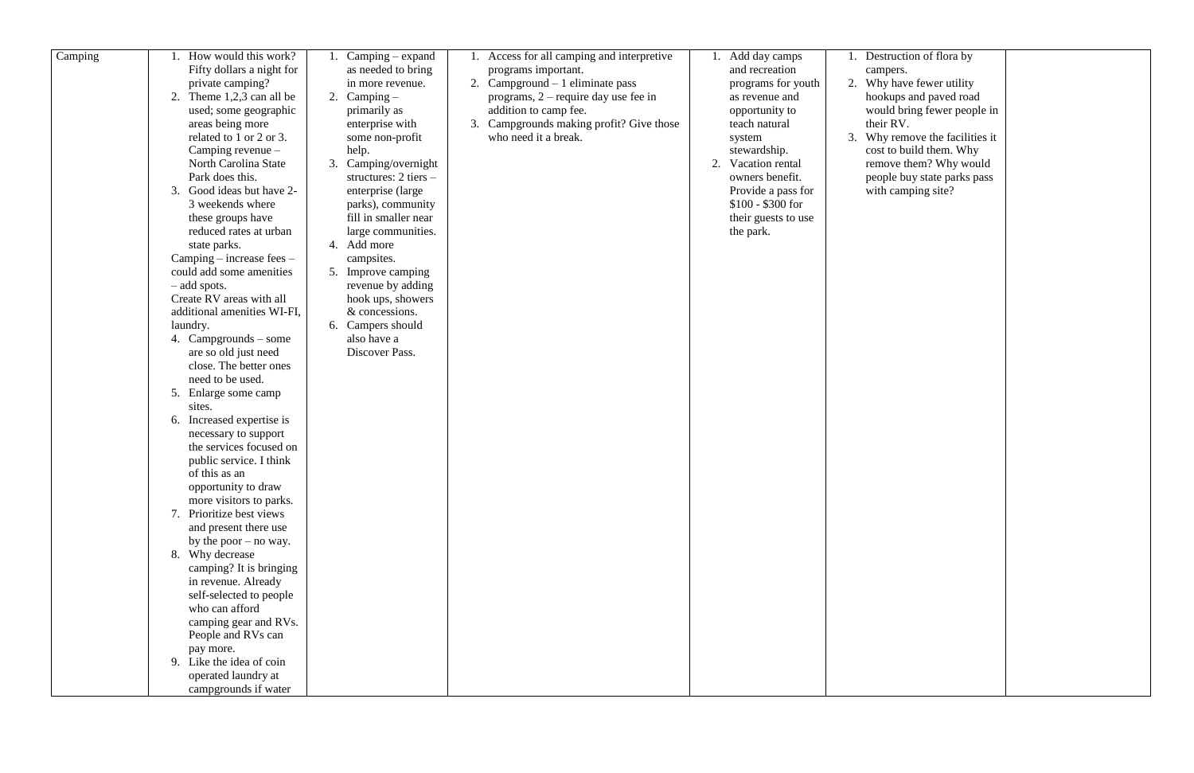| Camping | 1. How would this work? Fifty dollars a night for private camping?<br>2. Theme 1,2,3 can all be used; some geographic areas being more related to 1 or 2 or 3. Camping revenue – North Carolina State Park does this.<br>3. Good ideas but have 2-3 weekends where these groups have reduced rates at urban state parks.<br>Camping – increase fees – could add some amenities – add spots.<br>Create RV areas with all additional amenities WI-FI, laundry.<br>4. Campgrounds – some are so old just need close. The better ones need to be used.<br>5. Enlarge some camp sites.<br>6. Increased expertise is necessary to support the services focused on public service. I think of this as an opportunity to draw more visitors to parks.<br>7. Prioritize best views and present there use by the poor – no way.<br>8. Why decrease camping? It is bringing in revenue. Already self-selected to people who can afford camping gear and RVs. People and RVs can pay more.<br>9. Like the idea of coin operated laundry at campgrounds if water | 1. Camping – expand as needed to bring in more revenue.<br>2. Camping – primarily as enterprise with some non-profit help.<br>3. Camping/overnight structures: 2 tiers – enterprise (large parks), community fill in smaller near large communities.<br>4. Add more campsites.<br>5. Improve camping revenue by adding hook ups, showers & concessions.<br>6. Campers should also have a Discover Pass. | 1. Access for all camping and interpretive programs important.<br>2. Campground – 1 eliminate pass programs, 2 – require day use fee in addition to camp fee.<br>3. Campgrounds making profit? Give those who need it a break. | 1. Add day camps and recreation programs for youth as revenue and opportunity to teach natural system stewardship.<br>2. Vacation rental owners benefit. Provide a pass for $100 - $300 for their guests to use the park. | 1. Destruction of flora by campers.<br>2. Why have fewer utility hookups and paved road would bring fewer people in their RV.<br>3. Why remove the facilities it cost to build them. Why remove them? Why would people buy state parks pass with camping site? | |
|---|---|---|---|---|---|---|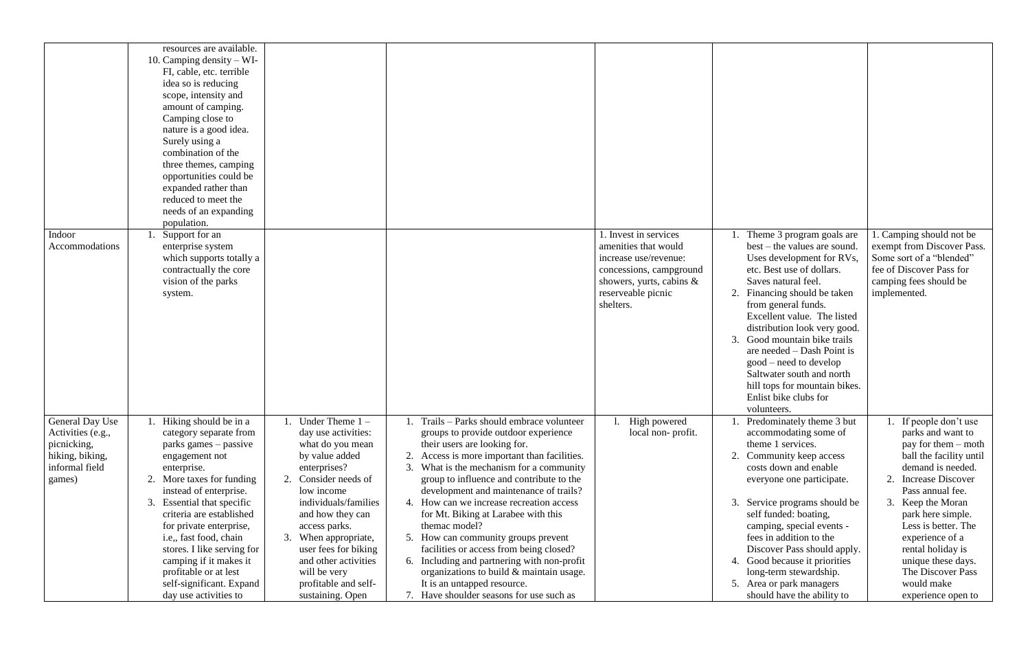| | | | | | | |
|---|---|---|---|---|---|---|
| | resources are available.<br>10. Camping density – WI-FI, cable, etc. terrible idea so is reducing scope, intensity and amount of camping. Camping close to nature is a good idea. Surely using a combination of the three themes, camping opportunities could be expanded rather than reduced to meet the needs of an expanding population. | | | | | |
| Indoor Accommodations | 1. Support for an enterprise system which supports totally a contractually the core vision of the parks system. | | | 1. Invest in services amenities that would increase use/revenue: concessions, campground showers, yurts, cabins & reserveable picnic shelters. | 1. Theme 3 program goals are best – the values are sound. Uses development for RVs, etc. Best use of dollars. Saves natural feel.<br>2. Financing should be taken from general funds. Excellent value. The listed distribution look very good.<br>3. Good mountain bike trails are needed – Dash Point is good – need to develop Saltwater south and north hill tops for mountain bikes. Enlist bike clubs for volunteers. | 1. Camping should not be exempt from Discover Pass. Some sort of a "blended" fee of Discover Pass for camping fees should be implemented. |
| General Day Use Activities (e.g., picnicking, hiking, biking, informal field games) | 1. Hiking should be in a category separate from parks games – passive engagement not enterprise.<br>2. More taxes for funding instead of enterprise.<br>3. Essential that specific criteria are established for private enterprise, i.e,, fast food, chain stores. I like serving for camping if it makes it profitable or at lest self-significant. Expand day use activities to | 1. Under Theme 1 – day use activities: what do you mean by value added enterprises?<br>2. Consider needs of low income individuals/families and how they can access parks.<br>3. When appropriate, user fees for biking and other activities will be very profitable and self-sustaining. Open | 1. Trails – Parks should embrace volunteer groups to provide outdoor experience their users are looking for.<br>2. Access is more important than facilities.<br>3. What is the mechanism for a community group to influence and contribute to the development and maintenance of trails?<br>4. How can we increase recreation access for Mt. Biking at Larabee with this themac model?<br>5. How can community groups prevent facilities or access from being closed?<br>6. Including and partnering with non-profit organizations to build & maintain usage. It is an untapped resource.<br>7. Have shoulder seasons for use such as | 1. High powered local non- profit. | 1. Predominately theme 3 but accommodating some of theme 1 services.<br>2. Community keep access costs down and enable everyone one participate.<br>3. Service programs should be self funded: boating, camping, special events - fees in addition to the Discover Pass should apply.<br>4. Good because it priorities long-term stewardship.<br>5. Area or park managers should have the ability to | 1. If people don't use parks and want to pay for them – moth ball the facility until demand is needed.<br>2. Increase Discover Pass annual fee.<br>3. Keep the Moran park here simple. Less is better. The experience of a rental holiday is unique these days. The Discover Pass would make experience open to |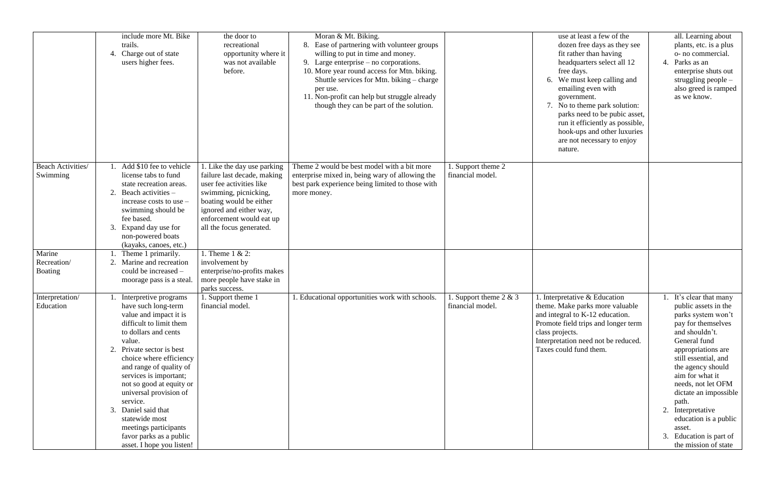| | | | | | | |
|---|---|---|---|---|---|---|
| | include more Mt. Bike trails.<br>4. Charge out of state users higher fees. | the door to recreational opportunity where it was not available before. | Moran & Mt. Biking.<br>8. Ease of partnering with volunteer groups willing to put in time and money.<br>9. Large enterprise – no corporations.<br>10. More year round access for Mtn. biking. Shuttle services for Mtn. biking – charge per use.<br>11. Non-profit can help but struggle already though they can be part of the solution. | | use at least a few of the dozen free days as they see fit rather than having headquarters select all 12 free days.<br>6. We must keep calling and emailing even with government.<br>7. No to theme park solution: parks need to be pubic asset, run it efficiently as possible, hook-ups and other luxuries are not necessary to enjoy nature. | all. Learning about plants, etc. is a plus o- no commercial.<br>4. Parks as an enterprise shuts out struggling people – also greed is ramped as we know. |
| Beach Activities/ Swimming | 1. Add $10 fee to vehicle license tabs to fund state recreation areas.<br>2. Beach activities – increase costs to use – swimming should be fee based.<br>3. Expand day use for non-powered boats (kayaks, canoes, etc.) | 1. Like the day use parking failure last decade, making user fee activities like swimming, picnicking, boating would be either ignored and either way, enforcement would eat up all the focus generated. | Theme 2 would be best model with a bit more enterprise mixed in, being wary of allowing the best park experience being limited to those with more money. | 1. Support theme 2 financial model. | | |
| Marine Recreation/ Boating | 1. Theme 1 primarily.<br>2. Marine and recreation could be increased – moorage pass is a steal. | 1. Theme 1 & 2: involvement by enterprise/no-profits makes more people have stake in parks success. | | | | |
| Interpretation/ Education | 1. Interpretive programs have such long-term value and impact it is difficult to limit them to dollars and cents value.<br>2. Private sector is best choice where efficiency and range of quality of services is important; not so good at equity or universal provision of service.<br>3. Daniel said that statewide most meetings participants favor parks as a public asset. I hope you listen! | 1. Support theme 1 financial model. | 1. Educational opportunities work with schools. | 1. Support theme 2 & 3 financial model. | 1. Interpretative & Education theme. Make parks more valuable and integral to K-12 education. Promote field trips and longer term class projects.<br>Interpretation need not be reduced. Taxes could fund them. | 1. It's clear that many public assets in the parks system won't pay for themselves and shouldn't. General fund appropriations are still essential, and the agency should aim for what it needs, not let OFM dictate an impossible path.<br>2. Interpretative education is a public asset.<br>3. Education is part of the mission of state |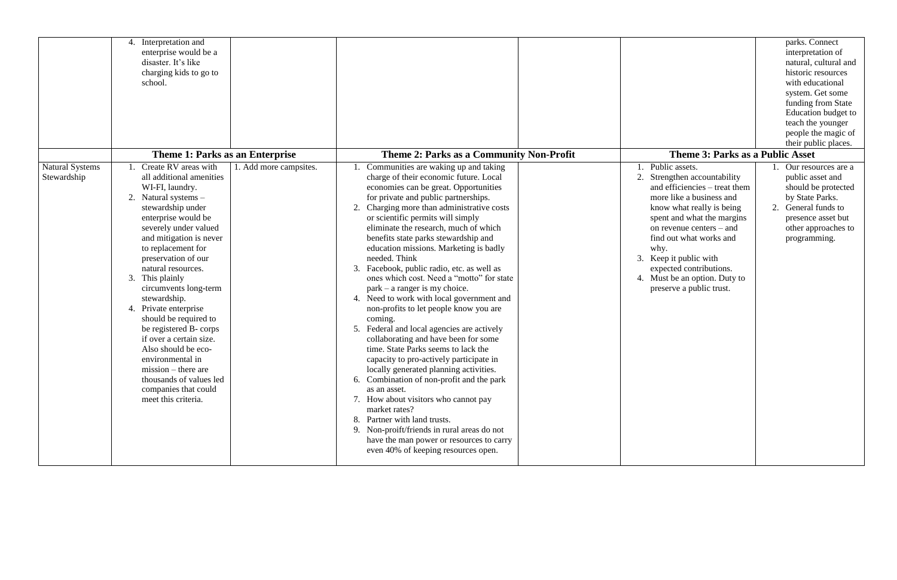| | | | | | | |
|---|---|---|---|---|---|---|
| | 4. Interpretation and enterprise would be a disaster. It's like charging kids to go to school. | | | | | parks. Connect interpretation of natural, cultural and historic resources with educational system. Get some funding from State Education budget to teach the younger people the magic of their public places. |
| | **Theme 1: Parks as an Enterprise** | | **Theme 2: Parks as a Community Non-Profit** | | **Theme 3: Parks as a Public Asset** | |
| Natural Systems Stewardship | 1. Create RV areas with all additional amenities WI-FI, laundry.<br>2. Natural systems – stewardship under enterprise would be severely under valued and mitigation is never to replacement for preservation of our natural resources.<br>3. This plainly circumvents long-term stewardship.<br>4. Private enterprise should be required to be registered B- corps if over a certain size. Also should be eco-environmental in mission – there are thousands of values led companies that could meet this criteria. | 1. Add more campsites. | 1. Communities are waking up and taking charge of their economic future. Local economies can be great. Opportunities for private and public partnerships.<br>2. Charging more than administrative costs or scientific permits will simply eliminate the research, much of which benefits state parks stewardship and education missions. Marketing is badly needed. Think<br>3. Facebook, public radio, etc. as well as ones which cost. Need a "motto" for state park – a ranger is my choice.<br>4. Need to work with local government and non-profits to let people know you are coming.<br>5. Federal and local agencies are actively collaborating and have been for some time. State Parks seems to lack the capacity to pro-actively participate in locally generated planning activities.<br>6. Combination of non-profit and the park as an asset.<br>7. How about visitors who cannot pay market rates?<br>8. Partner with land trusts.<br>9. Non-proift/friends in rural areas do not have the man power or resources to carry even 40% of keeping resources open. | | 1. Public assets.<br>2. Strengthen accountability and efficiencies – treat them more like a business and know what really is being spent and what the margins on revenue centers – and find out what works and why.<br>3. Keep it public with expected contributions.<br>4. Must be an option. Duty to preserve a public trust. | 1. Our resources are a public asset and should be protected by State Parks.<br>2. General funds to presence asset but other approaches to programming. |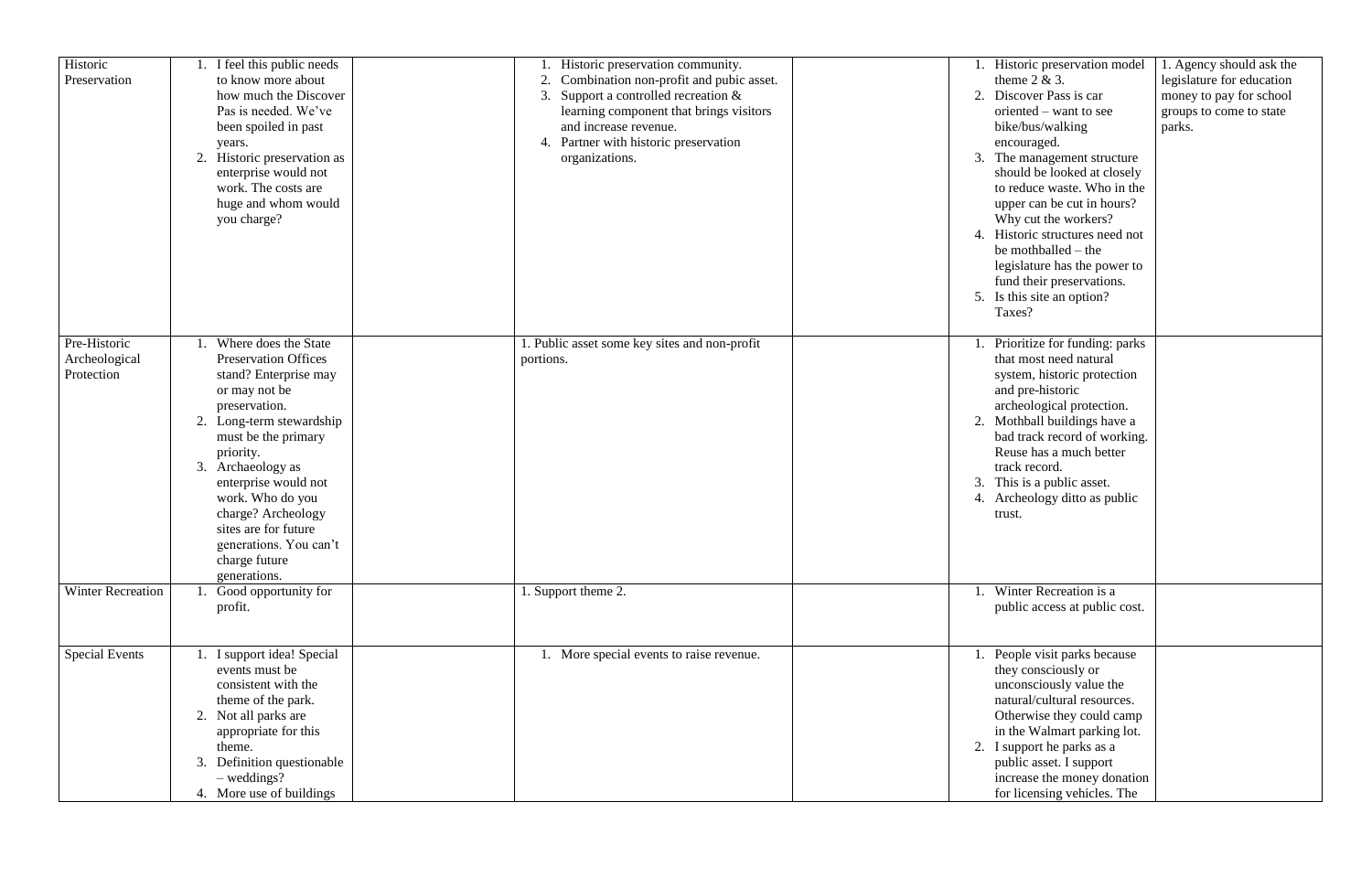| | | | | | | |
|---|---|---|---|---|---|---|
| Historic Preservation | 1. I feel this public needs to know more about how much the Discover Pas is needed. We've been spoiled in past years.<br>2. Historic preservation as enterprise would not work. The costs are huge and whom would you charge? | | 1. Historic preservation community.<br>2. Combination non-profit and pubic asset.<br>3. Support a controlled recreation & learning component that brings visitors and increase revenue.<br>4. Partner with historic preservation organizations. | | 1. Historic preservation model theme 2 & 3.<br>2. Discover Pass is car oriented – want to see bike/bus/walking encouraged.<br>3. The management structure should be looked at closely to reduce waste. Who in the upper can be cut in hours? Why cut the workers?<br>4. Historic structures need not be mothballed – the legislature has the power to fund their preservations.<br>5. Is this site an option? Taxes? | 1. Agency should ask the legislature for education money to pay for school groups to come to state parks. |
| Pre-Historic Archeological Protection | 1. Where does the State Preservation Offices stand? Enterprise may or may not be preservation.<br>2. Long-term stewardship must be the primary priority.<br>3. Archaeology as enterprise would not work. Who do you charge? Archeology sites are for future generations. You can't charge future generations. | | 1. Public asset some key sites and non-profit portions. | | 1. Prioritize for funding: parks that most need natural system, historic protection and pre-historic archeological protection.<br>2. Mothball buildings have a bad track record of working. Reuse has a much better track record.<br>3. This is a public asset.<br>4. Archeology ditto as public trust. | |
| Winter Recreation | 1. Good opportunity for profit. | | 1. Support theme 2. | | 1. Winter Recreation is a public access at public cost. | |
| Special Events | 1. I support idea! Special events must be consistent with the theme of the park.<br>2. Not all parks are appropriate for this theme.<br>3. Definition questionable – weddings?<br>4. More use of buildings | | 1. More special events to raise revenue. | | 1. People visit parks because they consciously or unconsciously value the natural/cultural resources. Otherwise they could camp in the Walmart parking lot.<br>2. I support he parks as a public asset. I support increase the money donation for licensing vehicles. The | |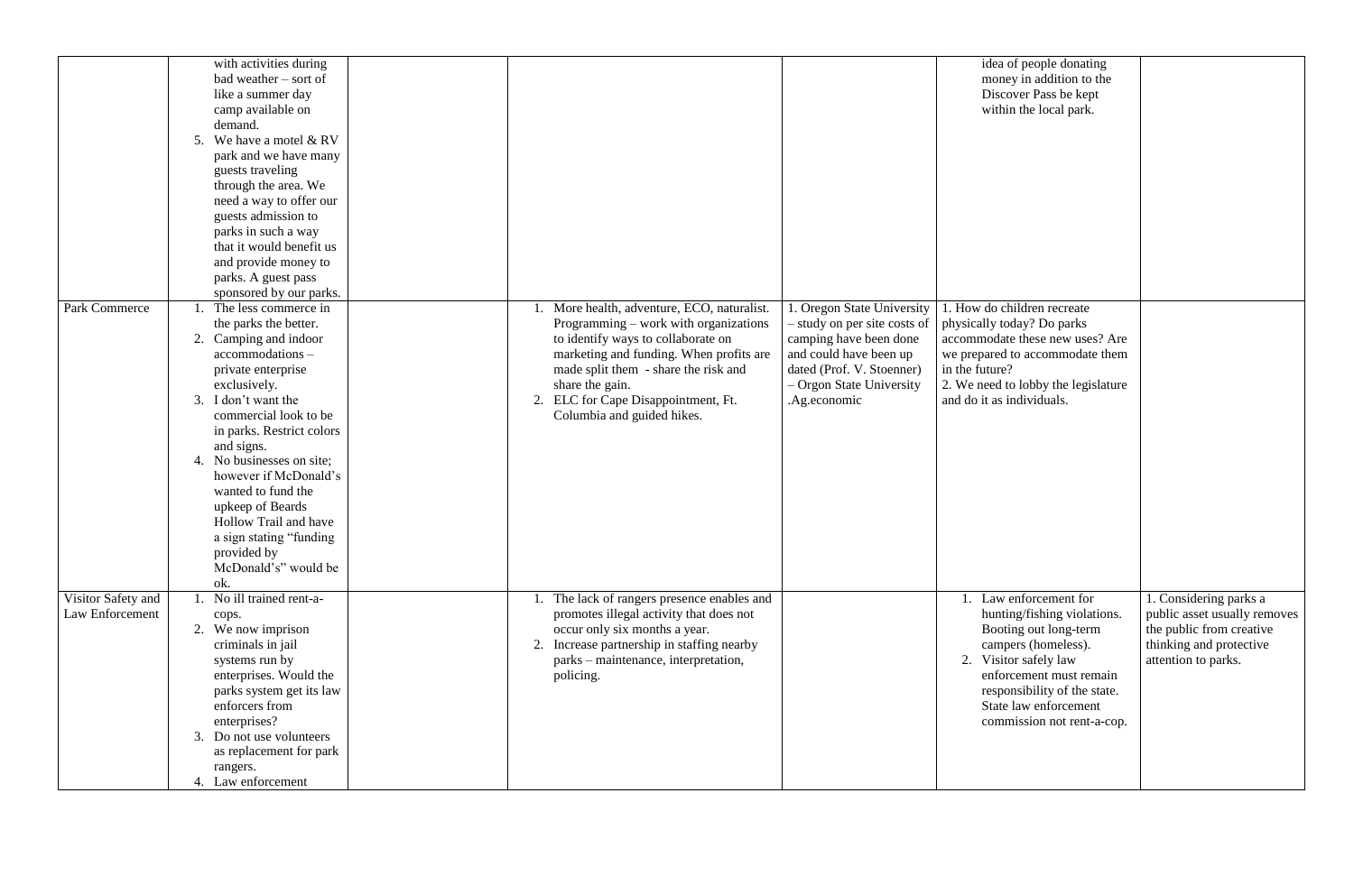| | | | | | | |
|---|---|---|---|---|---|---|
| | with activities during bad weather – sort of like a summer day camp available on demand.<br>5. We have a motel & RV park and we have many guests traveling through the area. We need a way to offer our guests admission to parks in such a way that it would benefit us and provide money to parks. A guest pass sponsored by our parks. | | | | idea of people donating money in addition to the Discover Pass be kept within the local park. | |
| Park Commerce | 1. The less commerce in the parks the better.<br>2. Camping and indoor accommodations – private enterprise exclusively.<br>3. I don't want the commercial look to be in parks. Restrict colors and signs.<br>4. No businesses on site; however if McDonald's wanted to fund the upkeep of Beards Hollow Trail and have a sign stating "funding provided by McDonald's" would be ok. | | 1. More health, adventure, ECO, naturalist. Programming – work with organizations to identify ways to collaborate on marketing and funding. When profits are made split them - share the risk and share the gain.<br>2. ELC for Cape Disappointment, Ft. Columbia and guided hikes. | 1. Oregon State University – study on per site costs of camping have been done and could have been up dated (Prof. V. Stoenner) – Orgon State University .Ag.economic | 1. How do children recreate physically today? Do parks accommodate these new uses? Are we prepared to accommodate them in the future?<br>2. We need to lobby the legislature and do it as individuals. | |
| Visitor Safety and Law Enforcement | 1. No ill trained rent-a-cops.<br>2. We now imprison criminals in jail systems run by enterprises. Would the parks system get its law enforcers from enterprises?<br>3. Do not use volunteers as replacement for park rangers.<br>4. Law enforcement | | 1. The lack of rangers presence enables and promotes illegal activity that does not occur only six months a year.<br>2. Increase partnership in staffing nearby parks – maintenance, interpretation, policing. | | 1. Law enforcement for hunting/fishing violations. Booting out long-term campers (homeless).<br>2. Visitor safely law enforcement must remain responsibility of the state. State law enforcement commission not rent-a-cop. | 1. Considering parks a public asset usually removes the public from creative thinking and protective attention to parks. |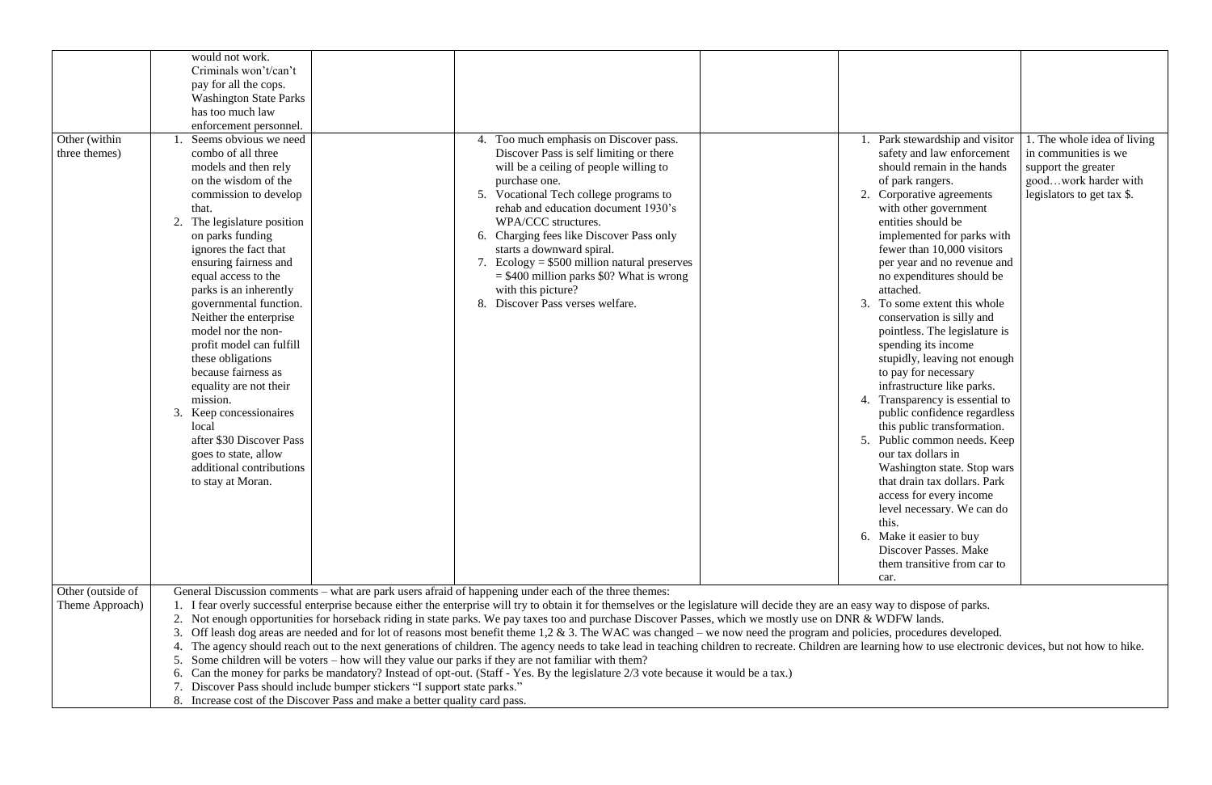| | | | | | | | |
|---|---|---|---|---|---|---|---|
| | would not work. Criminals won't/can't pay for all the cops. Washington State Parks has too much law enforcement personnel. | | | | | | |
| Other (within three themes) | 1. Seems obvious we need combo of all three models and then rely on the wisdom of the commission to develop that.<br>2. The legislature position on parks funding ignores the fact that ensuring fairness and equal access to the parks is an inherently governmental function. Neither the enterprise model nor the non-profit model can fulfill these obligations because fairness as equality are not their mission.<br>3. Keep concessionaires local after $30 Discover Pass goes to state, allow additional contributions to stay at Moran. | | 4. Too much emphasis on Discover pass. Discover Pass is self limiting or there will be a ceiling of people willing to purchase one.<br>5. Vocational Tech college programs to rehab and education document 1930's WPA/CCC structures.<br>6. Charging fees like Discover Pass only starts a downward spiral.<br>7. Ecology = $500 million natural preserves = $400 million parks $0? What is wrong with this picture?<br>8. Discover Pass verses welfare. | | | 1. Park stewardship and visitor safety and law enforcement should remain in the hands of park rangers.<br>2. Corporative agreements with other government entities should be implemented for parks with fewer than 10,000 visitors per year and no revenue and no expenditures should be attached.<br>3. To some extent this whole conservation is silly and pointless. The legislature is spending its income stupidly, leaving not enough to pay for necessary infrastructure like parks.<br>4. Transparency is essential to public confidence regardless this public transformation.<br>5. Public common needs. Keep our tax dollars in Washington state. Stop wars that drain tax dollars. Park access for every income level necessary. We can do this.<br>6. Make it easier to buy Discover Passes. Make them transitive from car to car. | 1. The whole idea of living in communities is we support the greater good…work harder with legislators to get tax $. |
| Other (outside of Theme Approach) | General Discussion comments – what are park users afraid of happening under each of the three themes:<br>1. I fear overly successful enterprise because either the enterprise will try to obtain it for themselves or the legislature will decide they are an easy way to dispose of parks.<br>2. Not enough opportunities for horseback riding in state parks. We pay taxes too and purchase Discover Passes, which we mostly use on DNR & WDFW lands.<br>3. Off leash dog areas are needed and for lot of reasons most benefit theme 1,2 & 3. The WAC was changed – we now need the program and policies, procedures developed.<br>4. The agency should reach out to the next generations of children. The agency needs to take lead in teaching children to recreate. Children are learning how to use electronic devices, but not how to hike.<br>5. Some children will be voters – how will they value our parks if they are not familiar with them?<br>6. Can the money for parks be mandatory? Instead of opt-out. (Staff - Yes. By the legislature 2/3 vote because it would be a tax.)<br>7. Discover Pass should include bumper stickers "I support state parks."<br>8. Increase cost of the Discover Pass and make a better quality card pass. | | | | | | |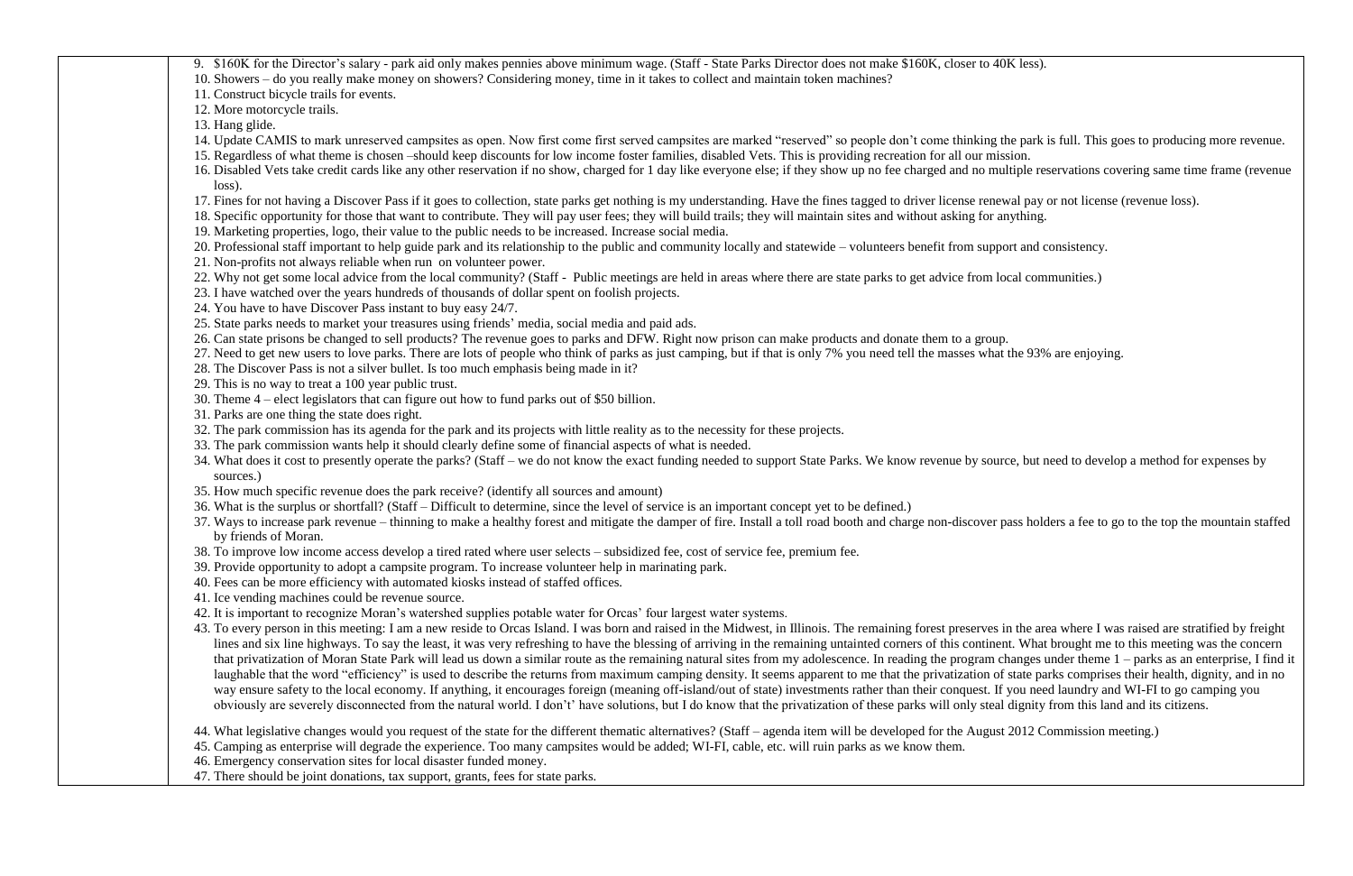9. $160K for the Director's salary - park aid only makes pennies above minimum wage. (Staff - State Parks Director does not make $160K, closer to 40K less).
10. Showers – do you really make money on showers? Considering money, time in it takes to collect and maintain token machines?
11. Construct bicycle trails for events.
12. More motorcycle trails.
13. Hang glide.
14. Update CAMIS to mark unreserved campsites as open. Now first come first served campsites are marked "reserved" so people don't come thinking the park is full. This goes to producing more revenue.
15. Regardless of what theme is chosen –should keep discounts for low income foster families, disabled Vets. This is providing recreation for all our mission.
16. Disabled Vets take credit cards like any other reservation if no show, charged for 1 day like everyone else; if they show up no fee charged and no multiple reservations covering same time frame (revenue loss).
17. Fines for not having a Discover Pass if it goes to collection, state parks get nothing is my understanding. Have the fines tagged to driver license renewal pay or not license (revenue loss).
18. Specific opportunity for those that want to contribute. They will pay user fees; they will build trails; they will maintain sites and without asking for anything.
19. Marketing properties, logo, their value to the public needs to be increased. Increase social media.
20. Professional staff important to help guide park and its relationship to the public and community locally and statewide – volunteers benefit from support and consistency.
21. Non-profits not always reliable when run on volunteer power.
22. Why not get some local advice from the local community? (Staff - Public meetings are held in areas where there are state parks to get advice from local communities.)
23. I have watched over the years hundreds of thousands of dollar spent on foolish projects.
24. You have to have Discover Pass instant to buy easy 24/7.
25. State parks needs to market your treasures using friends' media, social media and paid ads.
26. Can state prisons be changed to sell products? The revenue goes to parks and DFW. Right now prison can make products and donate them to a group.
27. Need to get new users to love parks. There are lots of people who think of parks as just camping, but if that is only 7% you need tell the masses what the 93% are enjoying.
28. The Discover Pass is not a silver bullet. Is too much emphasis being made in it?
29. This is no way to treat a 100 year public trust.
30. Theme 4 – elect legislators that can figure out how to fund parks out of $50 billion.
31. Parks are one thing the state does right.
32. The park commission has its agenda for the park and its projects with little reality as to the necessity for these projects.
33. The park commission wants help it should clearly define some of financial aspects of what is needed.
34. What does it cost to presently operate the parks? (Staff – we do not know the exact funding needed to support State Parks. We know revenue by source, but need to develop a method for expenses by sources.)
35. How much specific revenue does the park receive? (identify all sources and amount)
36. What is the surplus or shortfall? (Staff – Difficult to determine, since the level of service is an important concept yet to be defined.)
37. Ways to increase park revenue – thinning to make a healthy forest and mitigate the damper of fire. Install a toll road booth and charge non-discover pass holders a fee to go to the top the mountain staffed by friends of Moran.
38. To improve low income access develop a tired rated where user selects – subsidized fee, cost of service fee, premium fee.
39. Provide opportunity to adopt a campsite program. To increase volunteer help in marinating park.
40. Fees can be more efficiency with automated kiosks instead of staffed offices.
41. Ice vending machines could be revenue source.
42. It is important to recognize Moran's watershed supplies potable water for Orcas' four largest water systems.
43. To every person in this meeting: I am a new reside to Orcas Island. I was born and raised in the Midwest, in Illinois. The remaining forest preserves in the area where I was raised are stratified by freight lines and six line highways. To say the least, it was very refreshing to have the blessing of arriving in the remaining untainted corners of this continent. What brought me to this meeting was the concern that privatization of Moran State Park will lead us down a similar route as the remaining natural sites from my adolescence. In reading the program changes under theme 1 – parks as an enterprise, I find it laughable that the word "efficiency" is used to describe the returns from maximum camping density. It seems apparent to me that the privatization of state parks comprises their health, dignity, and in no way ensure safety to the local economy. If anything, it encourages foreign (meaning off-island/out of state) investments rather than their conquest. If you need laundry and WI-FI to go camping you obviously are severely disconnected from the natural world. I don't' have solutions, but I do know that the privatization of these parks will only steal dignity from this land and its citizens.
44. What legislative changes would you request of the state for the different thematic alternatives? (Staff – agenda item will be developed for the August 2012 Commission meeting.)
45. Camping as enterprise will degrade the experience. Too many campsites would be added; WI-FI, cable, etc. will ruin parks as we know them.
46. Emergency conservation sites for local disaster funded money.
47. There should be joint donations, tax support, grants, fees for state parks.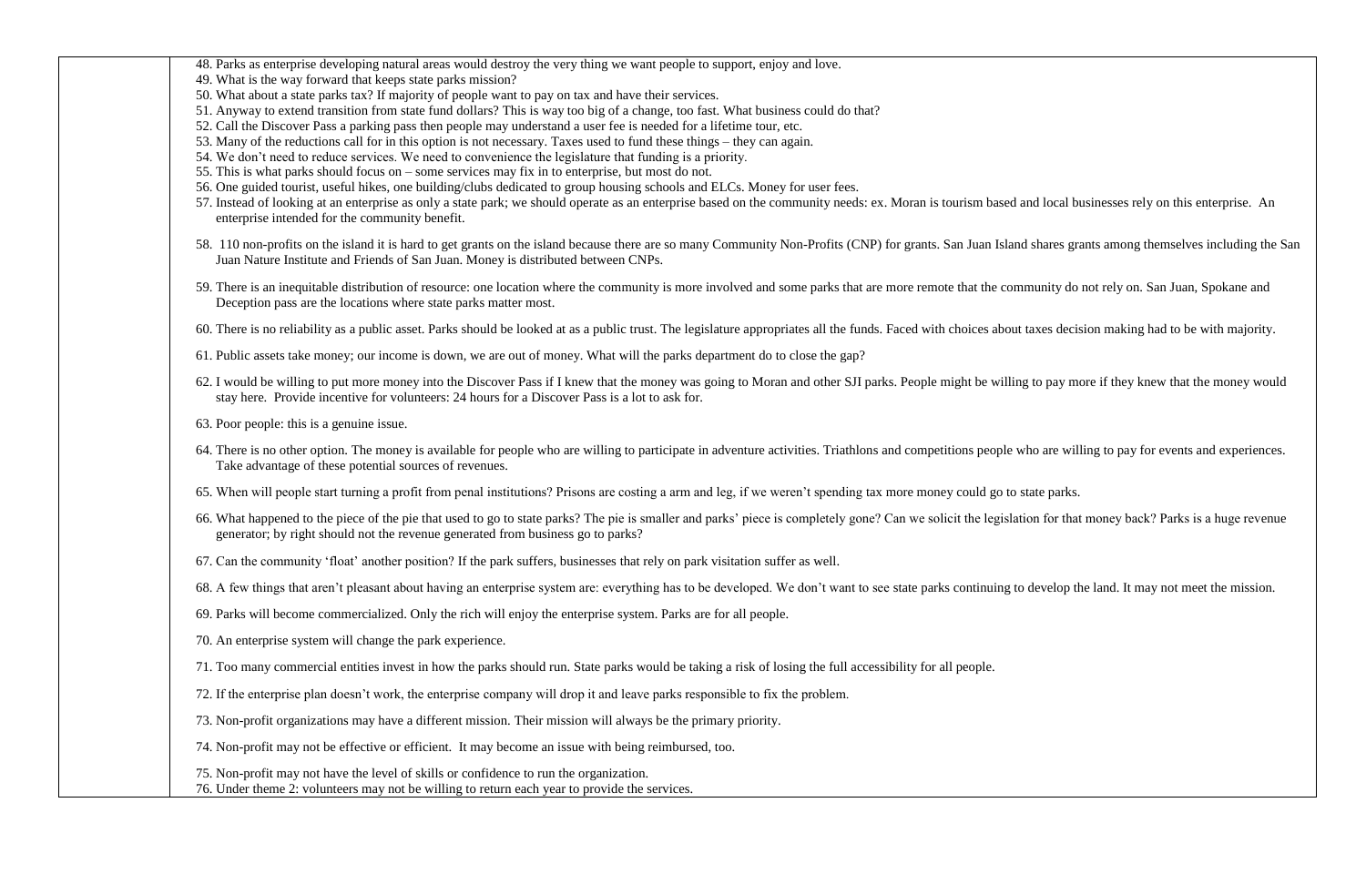48. Parks as enterprise developing natural areas would destroy the very thing we want people to support, enjoy and love.
49. What is the way forward that keeps state parks mission?
50. What about a state parks tax? If majority of people want to pay on tax and have their services.
51. Anyway to extend transition from state fund dollars? This is way too big of a change, too fast. What business could do that?
52. Call the Discover Pass a parking pass then people may understand a user fee is needed for a lifetime tour, etc.
53. Many of the reductions call for in this option is not necessary. Taxes used to fund these things – they can again.
54. We don't need to reduce services. We need to convenience the legislature that funding is a priority.
55. This is what parks should focus on – some services may fix in to enterprise, but most do not.
56. One guided tourist, useful hikes, one building/clubs dedicated to group housing schools and ELCs. Money for user fees.
57. Instead of looking at an enterprise as only a state park; we should operate as an enterprise based on the community needs: ex. Moran is tourism based and local businesses rely on this enterprise. An enterprise intended for the community benefit.
58. 110 non-profits on the island it is hard to get grants on the island because there are so many Community Non-Profits (CNP) for grants. San Juan Island shares grants among themselves including the San Juan Nature Institute and Friends of San Juan. Money is distributed between CNPs.
59. There is an inequitable distribution of resource: one location where the community is more involved and some parks that are more remote that the community do not rely on. San Juan, Spokane and Deception pass are the locations where state parks matter most.
60. There is no reliability as a public asset. Parks should be looked at as a public trust. The legislature appropriates all the funds. Faced with choices about taxes decision making had to be with majority.
61. Public assets take money; our income is down, we are out of money. What will the parks department do to close the gap?
62. I would be willing to put more money into the Discover Pass if I knew that the money was going to Moran and other SJI parks. People might be willing to pay more if they knew that the money would stay here. Provide incentive for volunteers: 24 hours for a Discover Pass is a lot to ask for.
63. Poor people: this is a genuine issue.
64. There is no other option. The money is available for people who are willing to participate in adventure activities. Triathlons and competitions people who are willing to pay for events and experiences. Take advantage of these potential sources of revenues.
65. When will people start turning a profit from penal institutions? Prisons are costing a arm and leg, if we weren't spending tax more money could go to state parks.
66. What happened to the piece of the pie that used to go to state parks? The pie is smaller and parks' piece is completely gone? Can we solicit the legislation for that money back? Parks is a huge revenue generator; by right should not the revenue generated from business go to parks?
67. Can the community 'float' another position? If the park suffers, businesses that rely on park visitation suffer as well.
68. A few things that aren't pleasant about having an enterprise system are: everything has to be developed. We don't want to see state parks continuing to develop the land. It may not meet the mission.
69. Parks will become commercialized. Only the rich will enjoy the enterprise system. Parks are for all people.
70. An enterprise system will change the park experience.
71. Too many commercial entities invest in how the parks should run. State parks would be taking a risk of losing the full accessibility for all people.
72. If the enterprise plan doesn't work, the enterprise company will drop it and leave parks responsible to fix the problem.
73. Non-profit organizations may have a different mission. Their mission will always be the primary priority.
74. Non-profit may not be effective or efficient. It may become an issue with being reimbursed, too.
75. Non-profit may not have the level of skills or confidence to run the organization.
76. Under theme 2: volunteers may not be willing to return each year to provide the services.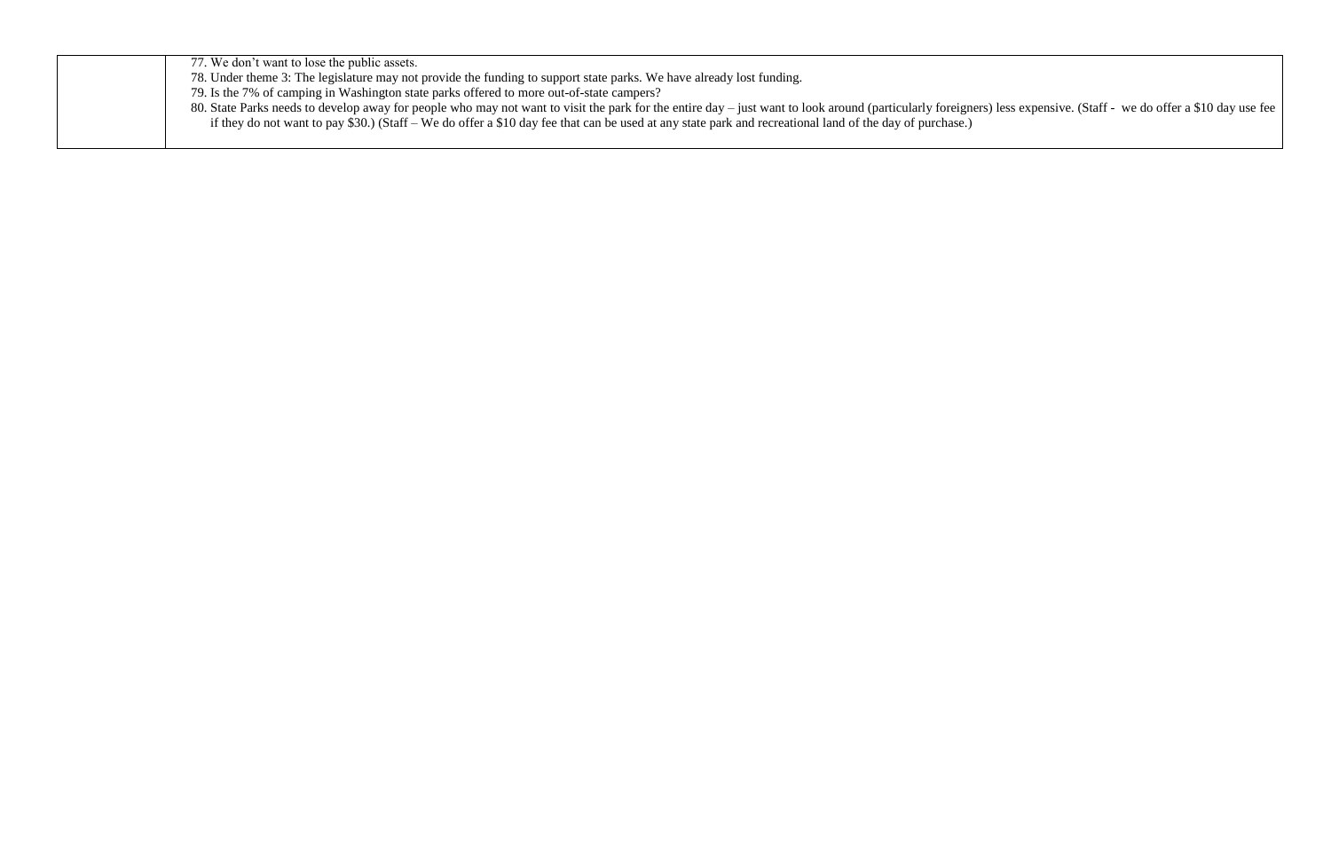| | |
|---|---|
| | 77. We don't want to lose the public assets.<br>78. Under theme 3: The legislature may not provide the funding to support state parks. We have already lost funding.<br>79. Is the 7% of camping in Washington state parks offered to more out-of-state campers?<br>80. State Parks needs to develop away for people who may not want to visit the park for the entire day – just want to look around (particularly foreigners) less expensive. (Staff - we do offer a $10 day use fee if they do not want to pay $30.) (Staff – We do offer a $10 day fee that can be used at any state park and recreational land of the day of purchase.) |